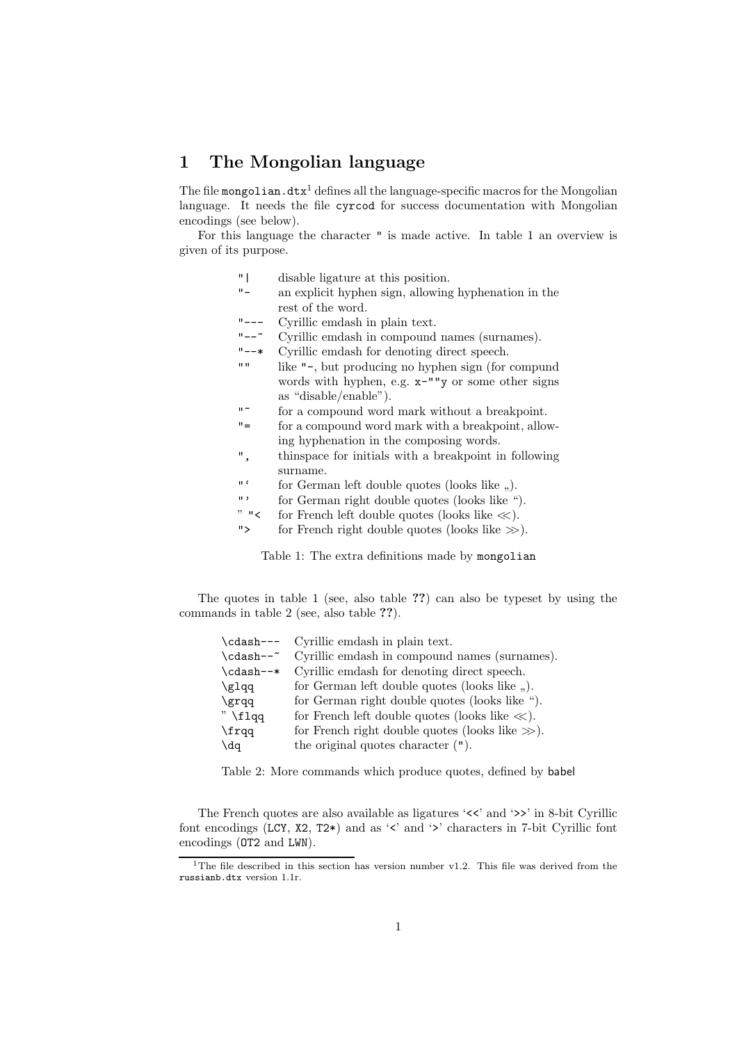# 1 The Mongolian language

The file `mongolian.dtx`[1] defines all the language-specific macros for the Mongolian language. It needs the file `cyrcod` for success documentation with Mongolian encodings (see below).

For this language the character `"` is made active. In table 1 an overview is given of its purpose.

| | |
|---|---|
| `"\|` | disable ligature at this position. |
| `"-` | an explicit hyphen sign, allowing hyphenation in the rest of the word. |
| `"---` | Cyrillic emdash in plain text. |
| `"--~` | Cyrillic emdash in compound names (surnames). |
| `"--*` | Cyrillic emdash for denoting direct speech. |
| `""` | like `"-`, but producing no hyphen sign (for compund words with hyphen, e.g. `x-""y` or some other signs as "disable/enable"). |
| `"~` | for a compound word mark without a breakpoint. |
| `"=` | for a compound word mark with a breakpoint, allowing hyphenation in the composing words. |
| `",` | thinspace for initials with a breakpoint in following surname. |
| ``"` `` | for German left double quotes (looks like „). |
| `"'` | for German right double quotes (looks like “). |
| ” `"<` | for French left double quotes (looks like ≪). |
| `">` | for French right double quotes (looks like ≫). |

Table 1: The extra definitions made by `mongolian`

The quotes in table 1 (see, also table **??**) can also be typeset by using the commands in table 2 (see, also table **??**).

| | |
|---|---|
| `\cdash---` | Cyrillic emdash in plain text. |
| `\cdash--~` | Cyrillic emdash in compound names (surnames). |
| `\cdash--*` | Cyrillic emdash for denoting direct speech. |
| `\glqq` | for German left double quotes (looks like „). |
| `\grqq` | for German right double quotes (looks like “). |
| ” `\flqq` | for French left double quotes (looks like ≪). |
| `\frqq` | for French right double quotes (looks like ≫). |
| `\dq` | the original quotes character (`"`). |

Table 2: More commands which produce quotes, defined by babel

The French quotes are also available as ligatures '`<<`' and '`>>`' in 8-bit Cyrillic font encodings (`LCY`, `X2`, `T2*`) and as '`<`' and '`>`' characters in 7-bit Cyrillic font encodings (`OT2` and `LWN`).

[1] The file described in this section has version number v1.2. This file was derived from the `russianb.dtx` version 1.1r.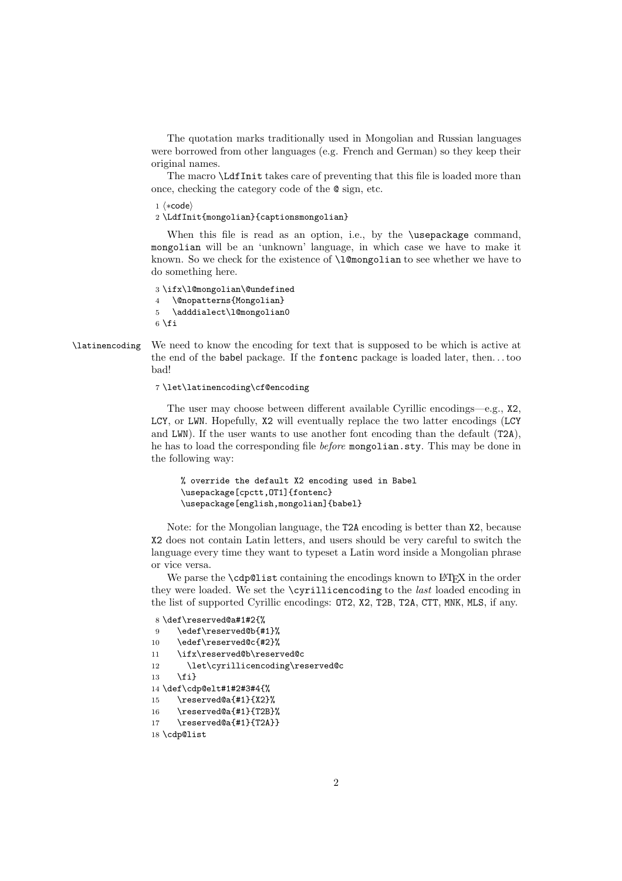The quotation marks traditionally used in Mongolian and Russian languages were borrowed from other languages (e.g. French and German) so they keep their original names.

The macro `\LdfInit` takes care of preventing that this file is loaded more than once, checking the category code of the `@` sign, etc.

```
1 ⟨*code⟩
2 \LdfInit{mongolian}{captionsmongolian}
```

When this file is read as an option, i.e., by the `\usepackage` command, `mongolian` will be an 'unknown' language, in which case we have to make it known. So we check for the existence of `\l@mongolian` to see whether we have to do something here.

```
3 \ifx\l@mongolian\@undefined
4   \@nopatterns{Mongolian}
5   \adddialect\l@mongolian0
6 \fi
```

`\latinencoding` We need to know the encoding for text that is supposed to be which is active at the end of the babel package. If the `fontenc` package is loaded later, then... too bad!

```
7 \let\latinencoding\cf@encoding
```

The user may choose between different available Cyrillic encodings—e.g., `X2`, `LCY`, or `LWN`. Hopefully, `X2` will eventually replace the two latter encodings (`LCY` and `LWN`). If the user wants to use another font encoding than the default (`T2A`), he has to load the corresponding file *before* `mongolian.sty`. This may be done in the following way:

```
% override the default X2 encoding used in Babel
\usepackage[cpctt,OT1]{fontenc}
\usepackage[english,mongolian]{babel}
```

Note: for the Mongolian language, the `T2A` encoding is better than `X2`, because `X2` does not contain Latin letters, and users should be very careful to switch the language every time they want to typeset a Latin word inside a Mongolian phrase or vice versa.

We parse the `\cdp@list` containing the encodings known to LaTeX in the order they were loaded. We set the `\cyrillicencoding` to the *last* loaded encoding in the list of supported Cyrillic encodings: `OT2`, `X2`, `T2B`, `T2A`, `CTT`, `MNK`, `MLS`, if any.

```
8 \def\reserved@a#1#2{%
9    \edef\reserved@b{#1}%
10   \edef\reserved@c{#2}%
11   \ifx\reserved@b\reserved@c
12     \let\cyrillicencoding\reserved@c
13   \fi}
14 \def\cdp@elt#1#2#3#4{%
15   \reserved@a{#1}{X2}%
16   \reserved@a{#1}{T2B}%
17   \reserved@a{#1}{T2A}}
18 \cdp@list
```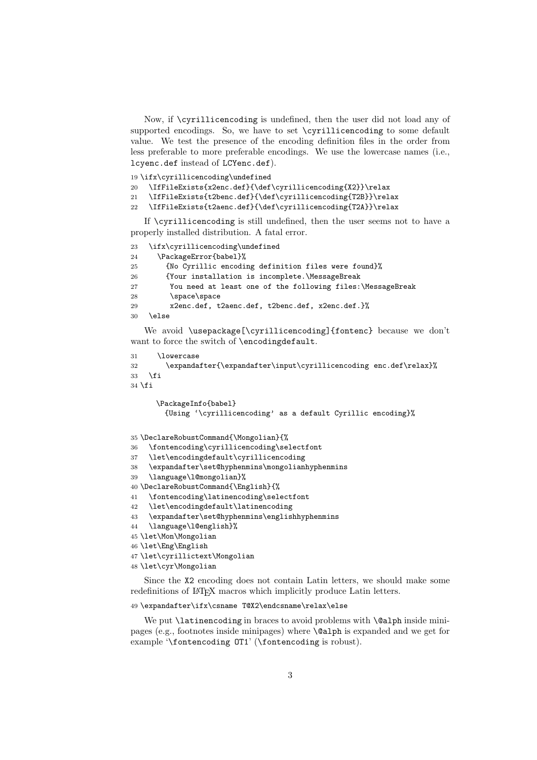Now, if `\cyrillicencoding` is undefined, then the user did not load any of supported encodings. So, we have to set `\cyrillicencoding` to some default value. We test the presence of the encoding definition files in the order from less preferable to more preferable encodings. We use the lowercase names (i.e., `lcyenc.def` instead of `LCYenc.def`).

```
19 \ifx\cyrillicencoding\undefined
20   \IfFileExists{x2enc.def}{\def\cyrillicencoding{X2}}\relax
21   \IfFileExists{t2benc.def}{\def\cyrillicencoding{T2B}}\relax
22   \IfFileExists{t2aenc.def}{\def\cyrillicencoding{T2A}}\relax
```

If `\cyrillicencoding` is still undefined, then the user seems not to have a properly installed distribution. A fatal error.

```
23   \ifx\cyrillicencoding\undefined
24     \PackageError{babel}%
25       {No Cyrillic encoding definition files were found}%
26       {Your installation is incomplete.\MessageBreak
27        You need at least one of the following files:\MessageBreak
28        \space\space
29        x2enc.def, t2aenc.def, t2benc.def, x2enc.def.}%
30   \else
```

We avoid `\usepackage[\cyrillicencoding]{fontenc}` because we don't want to force the switch of `\encodingdefault`.

```
31     \lowercase
32       \expandafter{\expandafter\input\cyrillicencoding enc.def\relax}%
33   \fi
34 \fi
```

```
     \PackageInfo{babel}
       {Using '\cyrillicencoding' as a default Cyrillic encoding}%
```

```
35 \DeclareRobustCommand{\Mongolian}{%
36   \fontencoding\cyrillicencoding\selectfont
37   \let\encodingdefault\cyrillicencoding
38   \expandafter\set@hyphenmins\mongolianhyphenmins
39   \language\l@mongolian}%
40 \DeclareRobustCommand{\English}{%
41   \fontencoding\latinencoding\selectfont
42   \let\encodingdefault\latinencoding
43   \expandafter\set@hyphenmins\englishhyphenmins
44   \language\l@english}%
45 \let\Mon\Mongolian
46 \let\Eng\English
47 \let\cyrillictext\Mongolian
48 \let\cyr\Mongolian
```

Since the X2 encoding does not contain Latin letters, we should make some redefinitions of LaTeX macros which implicitly produce Latin letters.

```
49 \expandafter\ifx\csname T@X2\endcsname\relax\else
```

We put `\latinencoding` in braces to avoid problems with `\@alph` inside minipages (e.g., footnotes inside minipages) where `\@alph` is expanded and we get for example '`\fontencoding OT1`' (`\fontencoding` is robust).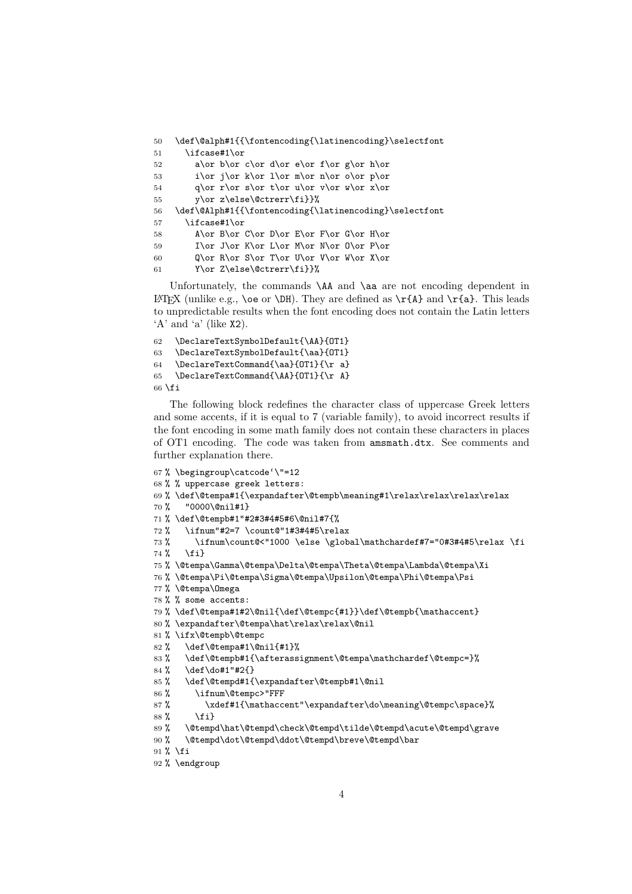```
50   \def\@alph#1{{\fontencoding{\latinencoding}\selectfont
51     \ifcase#1\or
52       a\or b\or c\or d\or e\or f\or g\or h\or
53       i\or j\or k\or l\or m\or n\or o\or p\or
54       q\or r\or s\or t\or u\or v\or w\or x\or
55       y\or z\else\@ctrerr\fi}}%
56   \def\@Alph#1{{\fontencoding{\latinencoding}\selectfont
57     \ifcase#1\or
58       A\or B\or C\or D\or E\or F\or G\or H\or
59       I\or J\or K\or L\or M\or N\or O\or P\or
60       Q\or R\or S\or T\or U\or V\or W\or X\or
61       Y\or Z\else\@ctrerr\fi}}%
```

Unfortunately, the commands `\AA` and `\aa` are not encoding dependent in LaTeX (unlike e.g., `\oe` or `\DH`). They are defined as `\r{A}` and `\r{a}`. This leads to unpredictable results when the font encoding does not contain the Latin letters 'A' and 'a' (like X2).

```
62   \DeclareTextSymbolDefault{\AA}{OT1}
63   \DeclareTextSymbolDefault{\aa}{OT1}
64   \DeclareTextCommand{\aa}{OT1}{\r a}
65   \DeclareTextCommand{\AA}{OT1}{\r A}
66 \fi
```

The following block redefines the character class of uppercase Greek letters and some accents, if it is equal to 7 (variable family), to avoid incorrect results if the font encoding in some math family does not contain these characters in places of OT1 encoding. The code was taken from `amsmath.dtx`. See comments and further explanation there.

```
67 % \begingroup\catcode`\"=12
68 % % uppercase greek letters:
69 % \def\@tempa#1{\expandafter\@tempb\meaning#1\relax\relax\relax\relax
70 %   "0000\@nil#1}
71 % \def\@tempb#1"#2#3#4#5#6\@nil#7{%
72 %   \ifnum"#2=7 \count@"1#3#4#5\relax
73 %     \ifnum\count@<"1000 \else \global\mathchardef#7="0#3#4#5\relax \fi
74 %   \fi}
75 % \@tempa\Gamma\@tempa\Delta\@tempa\Theta\@tempa\Lambda\@tempa\Xi
76 % \@tempa\Pi\@tempa\Sigma\@tempa\Upsilon\@tempa\Phi\@tempa\Psi
77 % \@tempa\Omega
78 % % some accents:
79 % \def\@tempa#1#2\@nil{\def\@tempc{#1}}\def\@tempb{\mathaccent}
80 % \expandafter\@tempa\hat\relax\relax\@nil
81 % \ifx\@tempb\@tempc
82 %   \def\@tempa#1\@nil{#1}%
83 %   \def\@tempb#1{\afterassignment\@tempa\mathchardef\@tempc=}%
84 %   \def\do#1"#2{}
85 %   \def\@tempd#1{\expandafter\@tempb#1\@nil
86 %     \ifnum\@tempc>"FFF
87 %       \xdef#1{\mathaccent"\expandafter\do\meaning\@tempc\space}%
88 %     \fi}
89 %   \@tempd\hat\@tempd\check\@tempd\tilde\@tempd\acute\@tempd\grave
90 %   \@tempd\dot\@tempd\ddot\@tempd\breve\@tempd\bar
91 % \fi
92 % \endgroup
```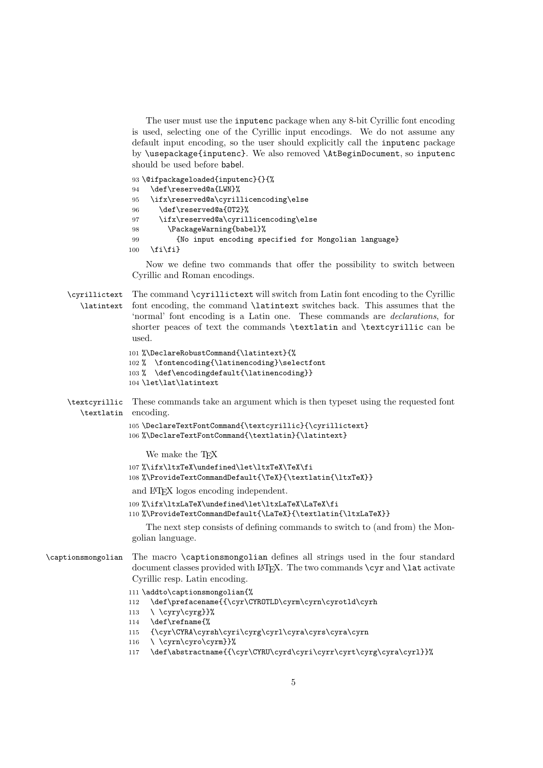The user must use the `inputenc` package when any 8-bit Cyrillic font encoding is used, selecting one of the Cyrillic input encodings. We do not assume any default input encoding, so the user should explicitly call the `inputenc` package by `\usepackage{inputenc}`. We also removed `\AtBeginDocument`, so `inputenc` should be used before babel.

```
93 \@ifpackageloaded{inputenc}{}{%
94   \def\reserved@a{LWN}%
95   \ifx\reserved@a\cyrillicencoding\else
96     \def\reserved@a{OT2}%
97     \ifx\reserved@a\cyrillicencoding\else
98       \PackageWarning{babel}%
99         {No input encoding specified for Mongolian language}
100   \fi\fi}
```

Now we define two commands that offer the possibility to switch between Cyrillic and Roman encodings.

`\cyrillictext` `\latintext` The command `\cyrillictext` will switch from Latin font encoding to the Cyrillic font encoding, the command `\latintext` switches back. This assumes that the 'normal' font encoding is a Latin one. These commands are *declarations*, for shorter peaces of text the commands `\textlatin` and `\textcyrillic` can be used.

```
101 %\DeclareRobustCommand{\latintext}{%
102 %  \fontencoding{\latinencoding}\selectfont
103 %  \def\encodingdefault{\latinencoding}}
104 \let\lat\latintext
```

`\textcyrillic` `\textlatin` These commands take an argument which is then typeset using the requested font encoding.

```
105 \DeclareTextFontCommand{\textcyrillic}{\cyrillictext}
106 %\DeclareTextFontCommand{\textlatin}{\latintext}
```

We make the TEX

```
107 %\ifx\ltxTeX\undefined\let\ltxTeX\TeX\fi
108 %\ProvideTextCommandDefault{\TeX}{\textlatin{\ltxTeX}}
```

and LATEX logos encoding independent.

```
109 %\ifx\ltxLaTeX\undefined\let\ltxLaTeX\LaTeX\fi
110 %\ProvideTextCommandDefault{\LaTeX}{\textlatin{\ltxLaTeX}}
```

The next step consists of defining commands to switch to (and from) the Mongolian language.

`\captionsmongolian` The macro `\captionsmongolian` defines all strings used in the four standard document classes provided with LATEX. The two commands `\cyr` and `\lat` activate Cyrillic resp. Latin encoding.

```
111 \addto\captionsmongolian{%
112   \def\prefacename{{\cyr\CYROTLD\cyrm\cyrn\cyrotld\cyrh
113   \ \cyry\cyrg}}%
114   \def\refname{%
115   {\cyr\CYRA\cyrsh\cyri\cyrg\cyrl\cyra\cyrs\cyra\cyrn
116   \ \cyrn\cyro\cyrm}}%
117   \def\abstractname{{\cyr\CYRU\cyrd\cyri\cyrr\cyrt\cyrg\cyra\cyrl}}%
```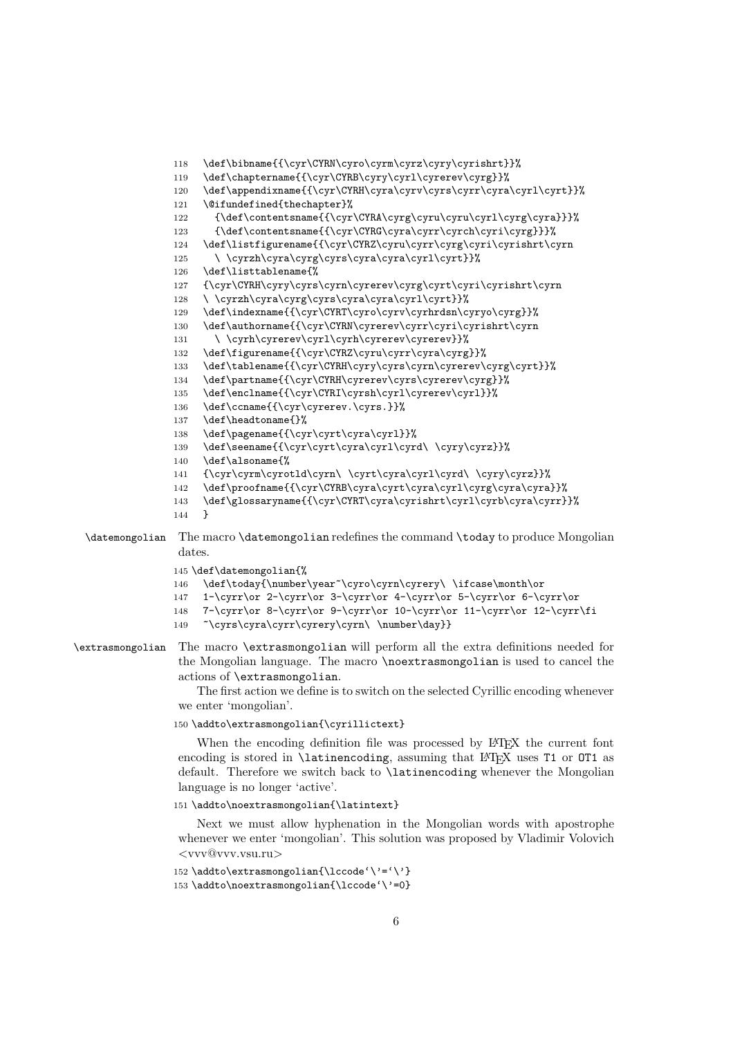```
118   \def\bibname{{\cyr\CYRN\cyro\cyrm\cyrz\cyry\cyrishrt}}%
119   \def\chaptername{{\cyr\CYRB\cyry\cyrl\cyrerev\cyrg}}%
120   \def\appendixname{{\cyr\CYRH\cyra\cyrv\cyrs\cyrr\cyra\cyrl\cyrt}}%
121   \@ifundefined{thechapter}%
122     {\def\contentsname{{\cyr\CYRA\cyrg\cyru\cyru\cyrl\cyrg\cyra}}}%
123     {\def\contentsname{{\cyr\CYRG\cyra\cyrr\cyrch\cyri\cyrg}}}%
124   \def\listfigurename{{\cyr\CYRZ\cyru\cyrr\cyrg\cyri\cyrishrt\cyrn
125     \ \cyrzh\cyra\cyrg\cyrs\cyra\cyra\cyrl\cyrt}}%
126   \def\listtablename{%
127   {\cyr\CYRH\cyry\cyrs\cyrn\cyrerev\cyrg\cyrt\cyri\cyrishrt\cyrn
128   \ \cyrzh\cyra\cyrg\cyrs\cyra\cyra\cyrl\cyrt}}%
129   \def\indexname{{\cyr\CYRT\cyro\cyrv\cyrhrdsn\cyryo\cyrg}}%
130   \def\authorname{{\cyr\CYRN\cyrerev\cyrr\cyri\cyrishrt\cyrn
131     \ \cyrh\cyrerev\cyrl\cyrh\cyrerev\cyrerev}}%
132   \def\figurename{{\cyr\CYRZ\cyru\cyrr\cyra\cyrg}}%
133   \def\tablename{{\cyr\CYRH\cyry\cyrs\cyrn\cyrerev\cyrg\cyrt}}%
134   \def\partname{{\cyr\CYRH\cyrerev\cyrs\cyrerev\cyrg}}%
135   \def\enclname{{\cyr\CYRI\cyrsh\cyrl\cyrerev\cyrl}}%
136   \def\ccname{{\cyr\cyrerev.\cyrs.}}%
137   \def\headtoname{}%
138   \def\pagename{{\cyr\cyrt\cyra\cyrl}}%
139   \def\seename{{\cyr\cyrt\cyra\cyrl\cyrd\ \cyry\cyrz}}%
140   \def\alsoname{%
141   {\cyr\cyrm\cyrotld\cyrn\ \cyrt\cyra\cyrl\cyrd\ \cyry\cyrz}}%
142   \def\proofname{{\cyr\CYRB\cyra\cyrt\cyra\cyrl\cyrg\cyra\cyra}}%
143   \def\glossaryname{{\cyr\CYRT\cyra\cyrishrt\cyrl\cyrb\cyra\cyrr}}%
144   }
```

`\datemongolian` The macro `\datemongolian` redefines the command `\today` to produce Mongolian dates.

```
145 \def\datemongolian{%
146   \def\today{\number\year~\cyro\cyrn\cyrery\ \ifcase\month\or
147   1-\cyrr\or 2-\cyrr\or 3-\cyrr\or 4-\cyrr\or 5-\cyrr\or 6-\cyrr\or
148   7-\cyrr\or 8-\cyrr\or 9-\cyrr\or 10-\cyrr\or 11-\cyrr\or 12-\cyrr\fi
149   ~\cyrs\cyra\cyrr\cyrery\cyrn\ \number\day}}
```

`\extrasmongolian` The macro `\extrasmongolian` will perform all the extra definitions needed for the Mongolian language. The macro `\noextrasmongolian` is used to cancel the actions of `\extrasmongolian`.

The first action we define is to switch on the selected Cyrillic encoding whenever we enter 'mongolian'.

```
150 \addto\extrasmongolian{\cyrillictext}
```

When the encoding definition file was processed by LaTeX the current font encoding is stored in `\latinencoding`, assuming that LaTeX uses T1 or OT1 as default. Therefore we switch back to `\latinencoding` whenever the Mongolian language is no longer 'active'.

```
151 \addto\noextrasmongolian{\latintext}
```

Next we must allow hyphenation in the Mongolian words with apostrophe whenever we enter 'mongolian'. This solution was proposed by Vladimir Volovich <vvv@vvv.vsu.ru>

```
152 \addto\extrasmongolian{\lccode`\'=`\'}
153 \addto\noextrasmongolian{\lccode`\'=0}
```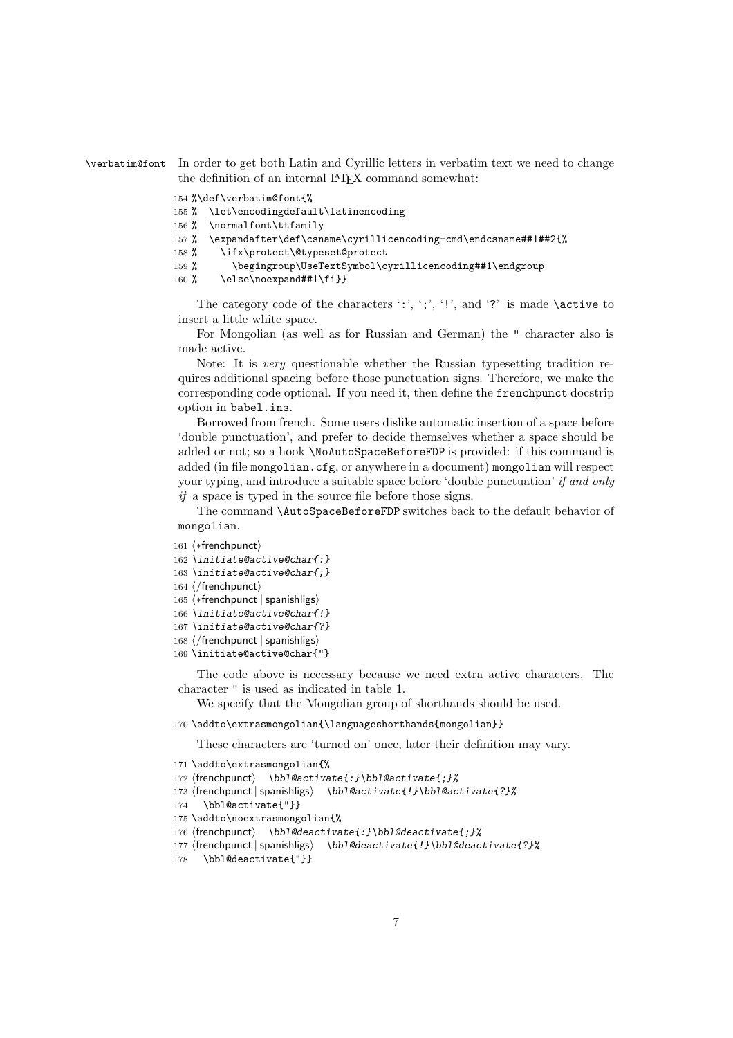`\verbatim@font` In order to get both Latin and Cyrillic letters in verbatim text we need to change the definition of an internal LaTeX command somewhat:

```
154 %\def\verbatim@font{%
155 %  \let\encodingdefault\latinencoding
156 %  \normalfont\ttfamily
157 %  \expandafter\def\csname\cyrillicencoding-cmd\endcsname##1##2{%
158 %    \ifx\protect\@typeset@protect
159 %      \begingroup\UseTextSymbol\cyrillicencoding##1\endgroup
160 %    \else\noexpand##1\fi}}
```

The category code of the characters ':', ';', '!', and '?' is made `\active` to insert a little white space.

For Mongolian (as well as for Russian and German) the `"` character also is made active.

Note: It is *very* questionable whether the Russian typesetting tradition requires additional spacing before those punctuation signs. Therefore, we make the corresponding code optional. If you need it, then define the `frenchpunct` docstrip option in `babel.ins`.

Borrowed from french. Some users dislike automatic insertion of a space before 'double punctuation', and prefer to decide themselves whether a space should be added or not; so a hook `\NoAutoSpaceBeforeFDP` is provided: if this command is added (in file `mongolian.cfg`, or anywhere in a document) `mongolian` will respect your typing, and introduce a suitable space before 'double punctuation' *if and only if* a space is typed in the source file before those signs.

The command `\AutoSpaceBeforeFDP` switches back to the default behavior of `mongolian`.

```
161 ⟨*frenchpunct⟩
162 \initiate@active@char{:}
163 \initiate@active@char{;}
164 ⟨/frenchpunct⟩
165 ⟨*frenchpunct | spanishligs⟩
166 \initiate@active@char{!}
167 \initiate@active@char{?}
168 ⟨/frenchpunct | spanishligs⟩
169 \initiate@active@char{"}
```

The code above is necessary because we need extra active characters. The character `"` is used as indicated in table 1.

We specify that the Mongolian group of shorthands should be used.

```
170 \addto\extrasmongolian{\languageshorthands{mongolian}}
```

These characters are 'turned on' once, later their definition may vary.

```
171 \addto\extrasmongolian{%
172 ⟨frenchpunct⟩  \bbl@activate{:}\bbl@activate{;}%
173 ⟨frenchpunct | spanishligs⟩  \bbl@activate{!}\bbl@activate{?}%
174   \bbl@activate{"}}
175 \addto\noextrasmongolian{%
176 ⟨frenchpunct⟩  \bbl@deactivate{:}\bbl@deactivate{;}%
177 ⟨frenchpunct | spanishligs⟩  \bbl@deactivate{!}\bbl@deactivate{?}%
178   \bbl@deactivate{"}}
```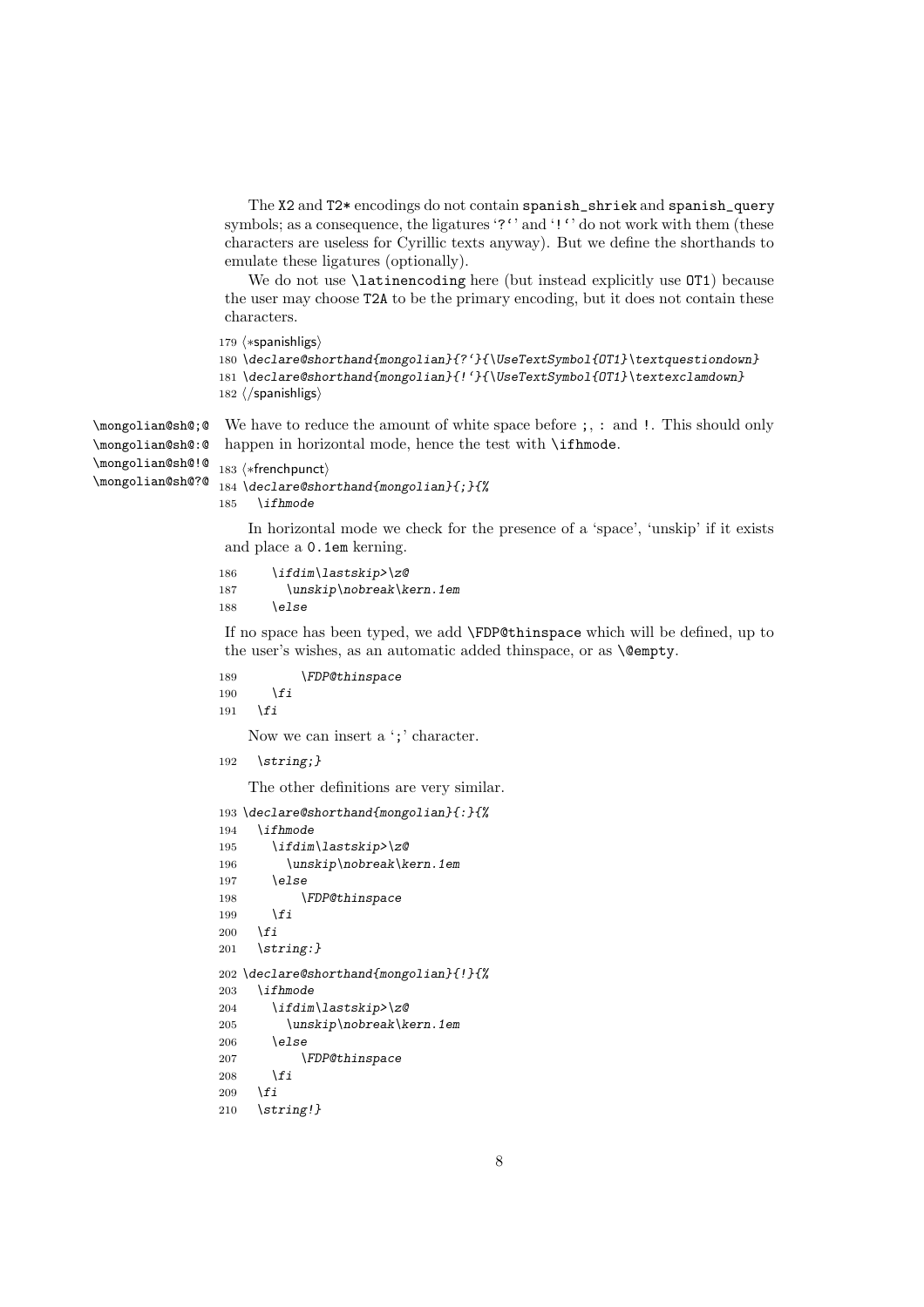The X2 and T2* encodings do not contain spanish_shriek and spanish_query symbols; as a consequence, the ligatures '?'' and '!'' do not work with them (these characters are useless for Cyrillic texts anyway). But we define the shorthands to emulate these ligatures (optionally).

We do not use \latinencoding here (but instead explicitly use OT1) because the user may choose T2A to be the primary encoding, but it does not contain these characters.

```
179 ⟨*spanishligs⟩
180 \declare@shorthand{mongolian}{?'}{\UseTextSymbol{OT1}\textquestiondown}
181 \declare@shorthand{mongolian}{!'}{\UseTextSymbol{OT1}\textexclamdown}
182 ⟨/spanishligs⟩
```

\mongolian@sh@;@ \mongolian@sh@:@ \mongolian@sh@!@ \mongolian@sh@?@

We have to reduce the amount of white space before ;, : and !. This should only happen in horizontal mode, hence the test with \ifhmode.

```
183 ⟨*frenchpunct⟩
184 \declare@shorthand{mongolian}{;}{%
185   \ifhmode
```

In horizontal mode we check for the presence of a 'space', 'unskip' if it exists and place a 0.1em kerning.

```
186     \ifdim\lastskip>\z@
187       \unskip\nobreak\kern.1em
188     \else
```

If no space has been typed, we add \FDP@thinspace which will be defined, up to the user's wishes, as an automatic added thinspace, or as \@empty.

```
189         \FDP@thinspace
190     \fi
191   \fi
```

Now we can insert a ';' character.

```
192   \string;}
```

The other definitions are very similar.

```
193 \declare@shorthand{mongolian}{:}{%
194   \ifhmode
195     \ifdim\lastskip>\z@
196       \unskip\nobreak\kern.1em
197     \else
198         \FDP@thinspace
199     \fi
200   \fi
201   \string:}
202 \declare@shorthand{mongolian}{!}{%
203   \ifhmode
204     \ifdim\lastskip>\z@
205       \unskip\nobreak\kern.1em
206     \else
207         \FDP@thinspace
208     \fi
209   \fi
210   \string!}
```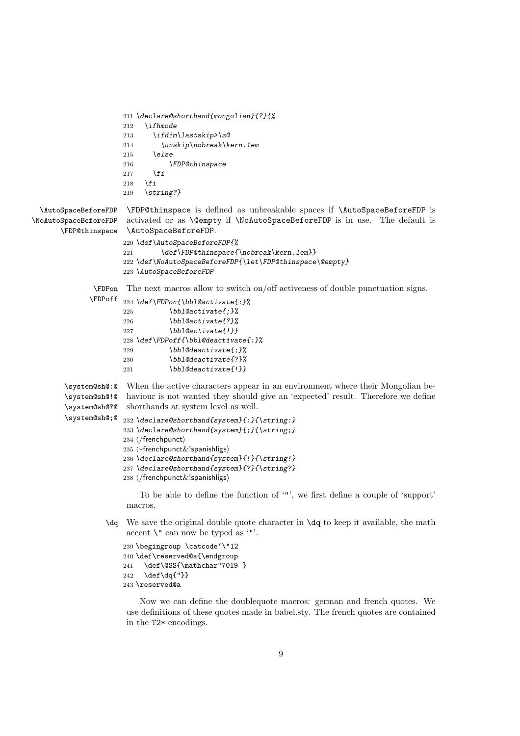```
211 \declare@shorthand{mongolian}{?}{%
212   \ifhmode
213     \ifdim\lastskip>\z@
214       \unskip\nobreak\kern.1em
215     \else
216         \FDP@thinspace
217     \fi
218   \fi
219   \string?}
```

\AutoSpaceBeforeFDP
\NoAutoSpaceBeforeFDP
\FDP@thinspace

\FDP@thinspace is defined as unbreakable spaces if \AutoSpaceBeforeFDP is activated or as \@empty if \NoAutoSpaceBeforeFDP is in use. The default is \AutoSpaceBeforeFDP.

```
220 \def\AutoSpaceBeforeFDP{%
221       \def\FDP@thinspace{\nobreak\kern.1em}}
222 \def\NoAutoSpaceBeforeFDP{\let\FDP@thinspace\@empty}
223 \AutoSpaceBeforeFDP
```

\FDPon
\FDPoff

The next macros allow to switch on/off activeness of double punctuation signs.

```
224 \def\FDPon{\bbl@activate{:}%
225         \bbl@activate{;}%
226         \bbl@activate{?}%
227         \bbl@activate{!}}
228 \def\FDPoff{\bbl@deactivate{:}%
229         \bbl@deactivate{;}%
230         \bbl@deactivate{?}%
231         \bbl@deactivate{!}}
```

\system@sh@:@
\system@sh@!@
\system@sh@?@
\system@sh@;@

When the active characters appear in an environment where their Mongolian behaviour is not wanted they should give an 'expected' result. Therefore we define shorthands at system level as well.

```
232 \declare@shorthand{system}{:}{\string:}
233 \declare@shorthand{system}{;}{\string;}
234 ⟨/frenchpunct⟩
235 ⟨*frenchpunct&!spanishligs⟩
236 \declare@shorthand{system}{!}{\string!}
237 \declare@shorthand{system}{?}{\string?}
238 ⟨/frenchpunct&!spanishligs⟩
```

To be able to define the function of '"', we first define a couple of 'support' macros.

\dq

We save the original double quote character in \dq to keep it available, the math accent \" can now be typed as '"'.

```
239 \begingroup \catcode`\"12
240 \def\reserved@a{\endgroup
241   \def\@SS{\mathchar"7019 }
242   \def\dq{"}}
243 \reserved@a
```

Now we can define the doublequote macros: german and french quotes. We use definitions of these quotes made in babel.sty. The french quotes are contained in the T2* encodings.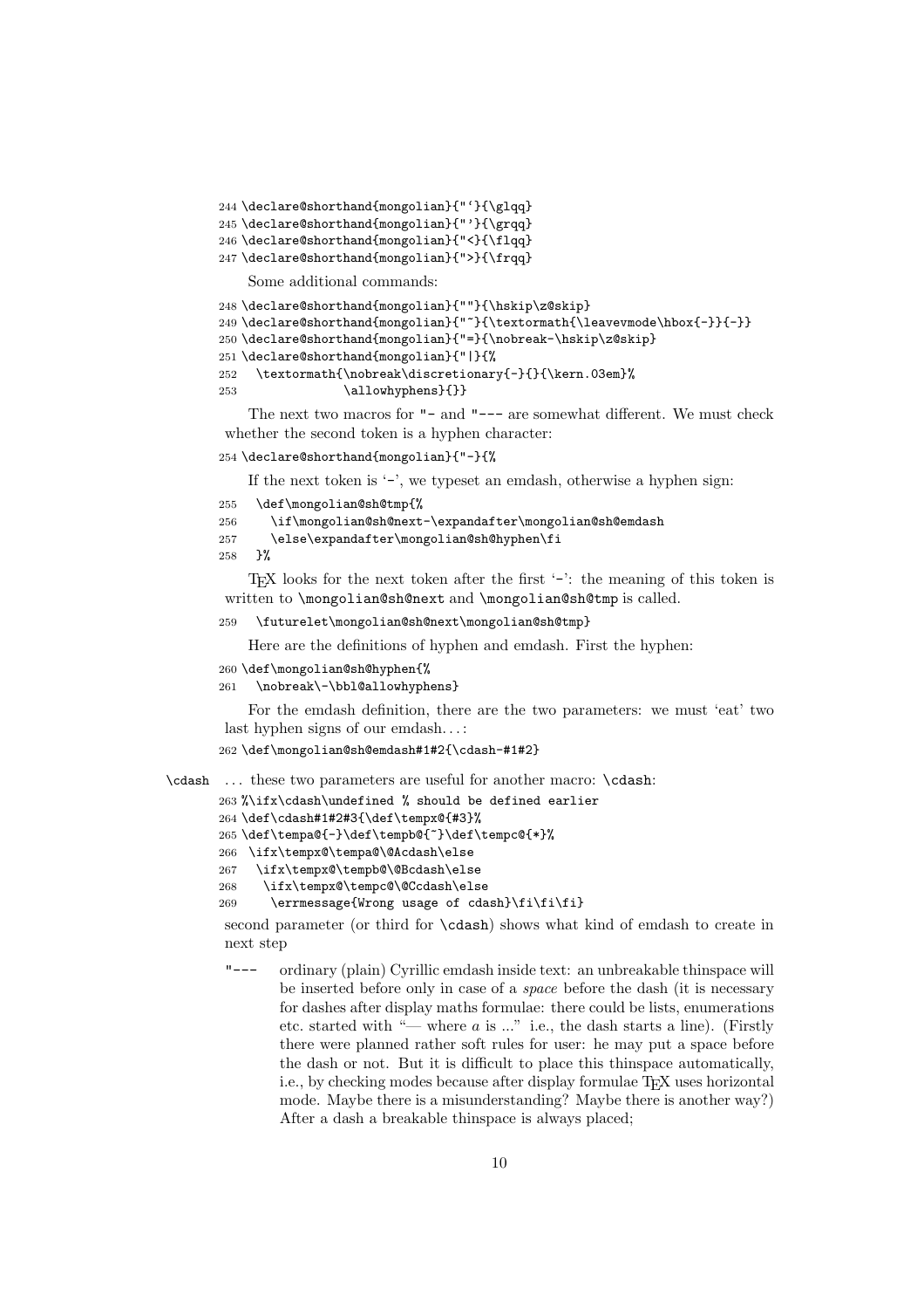```
244 \declare@shorthand{mongolian}{"`}{\glqq}
245 \declare@shorthand{mongolian}{"'}{\grqq}
246 \declare@shorthand{mongolian}{"<}{\flqq}
247 \declare@shorthand{mongolian}{">}{\frqq}
```

Some additional commands:

```
248 \declare@shorthand{mongolian}{""}{\hskip\z@skip}
249 \declare@shorthand{mongolian}{"~}{\textormath{\leavevmode\hbox{-}}{-}}
250 \declare@shorthand{mongolian}{"=}{\nobreak-\hskip\z@skip}
251 \declare@shorthand{mongolian}{"|}{%
252   \textormath{\nobreak\discretionary{-}{}{\kern.03em}%
253               \allowhyphens}{}}
```

The next two macros for "- and "--- are somewhat different. We must check whether the second token is a hyphen character:

```
254 \declare@shorthand{mongolian}{"-}{%
```

If the next token is '-', we typeset an emdash, otherwise a hyphen sign:

```
255   \def\mongolian@sh@tmp{%
256     \if\mongolian@sh@next-\expandafter\mongolian@sh@emdash
257     \else\expandafter\mongolian@sh@hyphen\fi
258   }%
```

TEX looks for the next token after the first '-': the meaning of this token is written to \mongolian@sh@next and \mongolian@sh@tmp is called.

```
259   \futurelet\mongolian@sh@next\mongolian@sh@tmp}
```

Here are the definitions of hyphen and emdash. First the hyphen:

```
260 \def\mongolian@sh@hyphen{%
261   \nobreak\-\bbl@allowhyphens}
```

For the emdash definition, there are the two parameters: we must 'eat' two last hyphen signs of our emdash. . . :

```
262 \def\mongolian@sh@emdash#1#2{\cdash-#1#2}
```

\cdash . . . these two parameters are useful for another macro: \cdash:

```
263 %\ifx\cdash\undefined % should be defined earlier
264 \def\cdash#1#2#3{\def\tempx@{#3}%
265 \def\tempa@{-}\def\tempb@{~}\def\tempc@{*}%
266  \ifx\tempx@\tempa@\@Acdash\else
267   \ifx\tempx@\tempb@\@Bcdash\else
268    \ifx\tempx@\tempc@\@Ccdash\else
269     \errmessage{Wrong usage of cdash}\fi\fi\fi}
```

second parameter (or third for \cdash) shows what kind of emdash to create in next step

"--- ordinary (plain) Cyrillic emdash inside text: an unbreakable thinspace will be inserted before only in case of a *space* before the dash (it is necessary for dashes after display maths formulae: there could be lists, enumerations etc. started with "— where $a$ is ..." i.e., the dash starts a line). (Firstly there were planned rather soft rules for user: he may put a space before the dash or not. But it is difficult to place this thinspace automatically, i.e., by checking modes because after display formulae TEX uses horizontal mode. Maybe there is a misunderstanding? Maybe there is another way?) After a dash a breakable thinspace is always placed;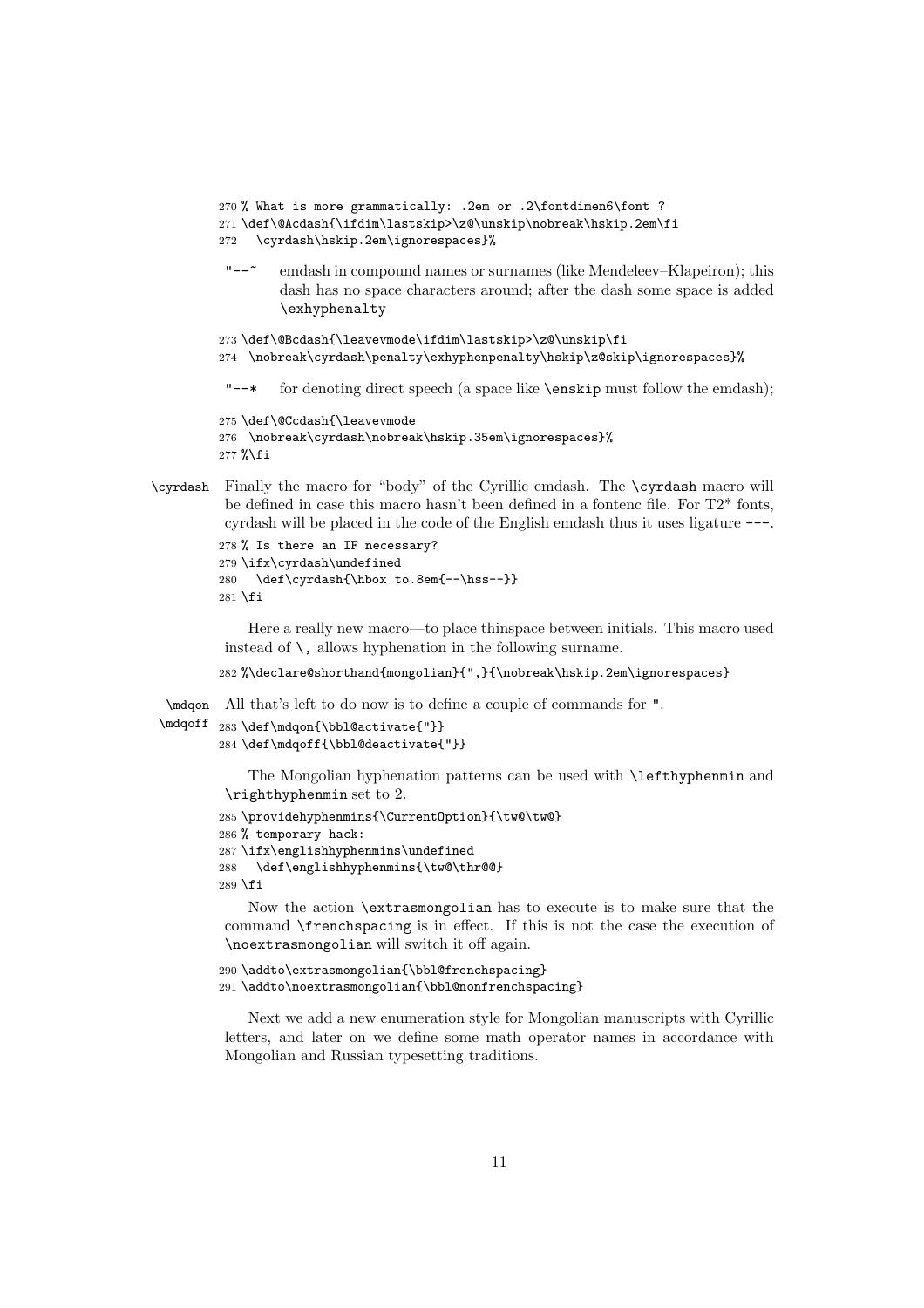```
270 % What is more grammatically: .2em or .2\fontdimen6\font ?
271 \def\@Acdash{\ifdim\lastskip>\z@\unskip\nobreak\hskip.2em\fi
272   \cyrdash\hskip.2em\ignorespaces}%
```

`"--~` emdash in compound names or surnames (like Mendeleev–Klapeiron); this dash has no space characters around; after the dash some space is added `\exhyphenalty`

```
273 \def\@Bcdash{\leavevmode\ifdim\lastskip>\z@\unskip\fi
274  \nobreak\cyrdash\penalty\exhyphenpenalty\hskip\z@skip\ignorespaces}%
```

`"--*` for denoting direct speech (a space like `\enskip` must follow the emdash);

```
275 \def\@Ccdash{\leavevmode
276  \nobreak\cyrdash\nobreak\hskip.35em\ignorespaces}%
277 %\fi
```

`\cyrdash` Finally the macro for "body" of the Cyrillic emdash. The `\cyrdash` macro will be defined in case this macro hasn't been defined in a fontenc file. For T2* fonts, cyrdash will be placed in the code of the English emdash thus it uses ligature `---`.

```
278 % Is there an IF necessary?
279 \ifx\cyrdash\undefined
280   \def\cyrdash{\hbox to.8em{--\hss--}}
281 \fi
```

Here a really new macro—to place thinspace between initials. This macro used instead of `\,` allows hyphenation in the following surname.

```
282 %\declare@shorthand{mongolian}{",}{\nobreak\hskip.2em\ignorespaces}
```

`\mdqon` `\mdqoff` All that's left to do now is to define a couple of commands for `"`.

```
283 \def\mdqon{\bbl@activate{"}}
284 \def\mdqoff{\bbl@deactivate{"}}
```

The Mongolian hyphenation patterns can be used with `\lefthyphenmin` and `\righthyphenmin` set to 2.

```
285 \providehyphenmins{\CurrentOption}{\tw@\tw@}
286 % temporary hack:
287 \ifx\englishhyphenmins\undefined
288   \def\englishhyphenmins{\tw@\thr@@}
289 \fi
```

Now the action `\extrasmongolian` has to execute is to make sure that the command `\frenchspacing` is in effect. If this is not the case the execution of `\noextrasmongolian` will switch it off again.

```
290 \addto\extrasmongolian{\bbl@frenchspacing}
291 \addto\noextrasmongolian{\bbl@nonfrenchspacing}
```

Next we add a new enumeration style for Mongolian manuscripts with Cyrillic letters, and later on we define some math operator names in accordance with Mongolian and Russian typesetting traditions.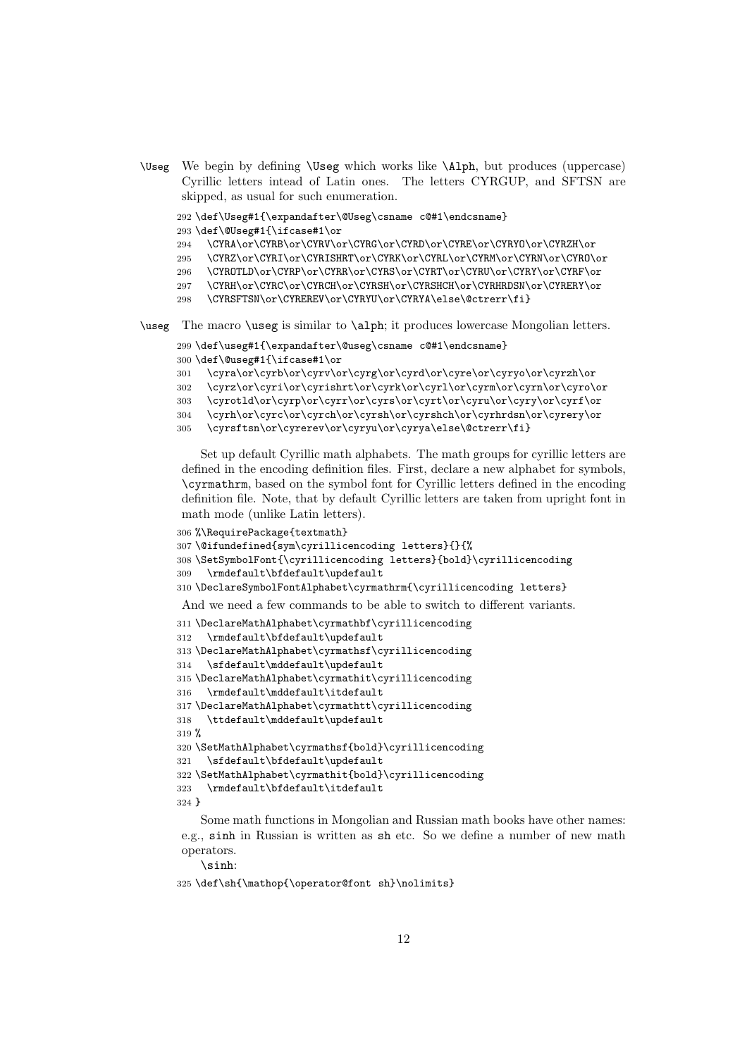\Useg We begin by defining \Useg which works like \Alph, but produces (uppercase) Cyrillic letters intead of Latin ones. The letters CYRGUP, and SFTSN are skipped, as usual for such enumeration.

```
292 \def\Useg#1{\expandafter\@Useg\csname c@#1\endcsname}
293 \def\@Useg#1{\ifcase#1\or
294   \CYRA\or\CYRB\or\CYRV\or\CYRG\or\CYRD\or\CYRE\or\CYRYO\or\CYRZH\or
295   \CYRZ\or\CYRI\or\CYRISHRT\or\CYRK\or\CYRL\or\CYRM\or\CYRN\or\CYRO\or
296   \CYROTLD\or\CYRP\or\CYRR\or\CYRS\or\CYRT\or\CYRU\or\CYRY\or\CYRF\or
297   \CYRH\or\CYRC\or\CYRCH\or\CYRSH\or\CYRSHCH\or\CYRHRDSN\or\CYRERY\or
298   \CYRSFTSN\or\CYREREV\or\CYRYU\or\CYRYA\else\@ctrerr\fi}
```

\useg The macro \useg is similar to \alph; it produces lowercase Mongolian letters.

```
299 \def\useg#1{\expandafter\@useg\csname c@#1\endcsname}
300 \def\@useg#1{\ifcase#1\or
301   \cyra\or\cyrb\or\cyrv\or\cyrg\or\cyrd\or\cyre\or\cyryo\or\cyrzh\or
302   \cyrz\or\cyri\or\cyrishrt\or\cyrk\or\cyrl\or\cyrm\or\cyrn\or\cyro\or
303   \cyrotld\or\cyrp\or\cyrr\or\cyrs\or\cyrt\or\cyru\or\cyry\or\cyrf\or
304   \cyrh\or\cyrc\or\cyrch\or\cyrsh\or\cyrshch\or\cyrhrdsn\or\cyrery\or
305   \cyrsftsn\or\cyrerev\or\cyryu\or\cyrya\else\@ctrerr\fi}
```

Set up default Cyrillic math alphabets. The math groups for cyrillic letters are defined in the encoding definition files. First, declare a new alphabet for symbols, \cyrmathrm, based on the symbol font for Cyrillic letters defined in the encoding definition file. Note, that by default Cyrillic letters are taken from upright font in math mode (unlike Latin letters).

```
306 %\RequirePackage{textmath}
307 \@ifundefined{sym\cyrillicencoding letters}{}{%
308 \SetSymbolFont{\cyrillicencoding letters}{bold}\cyrillicencoding
309   \rmdefault\bfdefault\updefault
310 \DeclareSymbolFontAlphabet\cyrmathrm{\cyrillicencoding letters}
```

And we need a few commands to be able to switch to different variants.

```
311 \DeclareMathAlphabet\cyrmathbf\cyrillicencoding
312   \rmdefault\bfdefault\updefault
313 \DeclareMathAlphabet\cyrmathsf\cyrillicencoding
314   \sfdefault\mddefault\updefault
315 \DeclareMathAlphabet\cyrmathit\cyrillicencoding
316   \rmdefault\mddefault\itdefault
317 \DeclareMathAlphabet\cyrmathtt\cyrillicencoding
318   \ttdefault\mddefault\updefault
319 %
320 \SetMathAlphabet\cyrmathsf{bold}\cyrillicencoding
321   \sfdefault\bfdefault\updefault
322 \SetMathAlphabet\cyrmathit{bold}\cyrillicencoding
323   \rmdefault\bfdefault\itdefault
324 }
```

Some math functions in Mongolian and Russian math books have other names: e.g., sinh in Russian is written as sh etc. So we define a number of new math operators.

\sinh:

```
325 \def\sh{\mathop{\operator@font sh}\nolimits}
```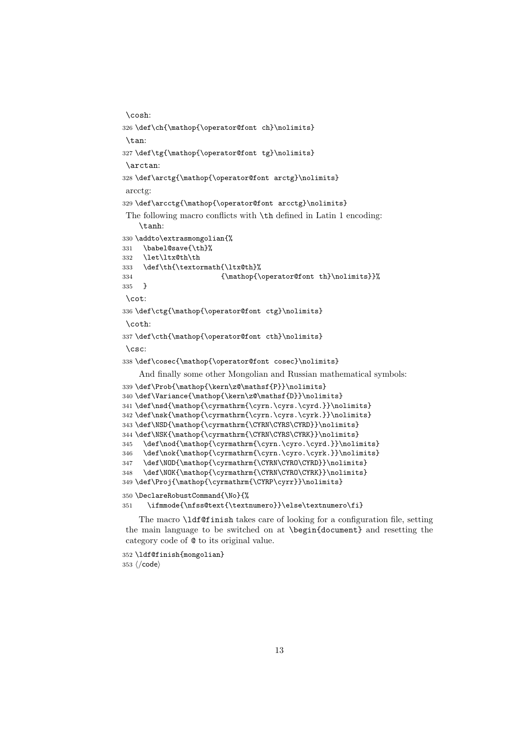\cosh:

```
326 \def\ch{\mathop{\operator@font ch}\nolimits}
```

\tan:

```
327 \def\tg{\mathop{\operator@font tg}\nolimits}
```

\arctan:

```
328 \def\arctg{\mathop{\operator@font arctg}\nolimits}
```

arcctg:

```
329 \def\arcctg{\mathop{\operator@font arcctg}\nolimits}
```

The following macro conflicts with \th defined in Latin 1 encoding:
\tanh:

```
330 \addto\extrasmongolian{%
331   \babel@save{\th}%
332   \let\ltx@th\th
333   \def\th{\textormath{\ltx@th}%
334                      {\mathop{\operator@font th}\nolimits}}%
335   }
```

\cot:

```
336 \def\ctg{\mathop{\operator@font ctg}\nolimits}
```

\coth:

```
337 \def\cth{\mathop{\operator@font cth}\nolimits}
```

\csc:

```
338 \def\cosec{\mathop{\operator@font cosec}\nolimits}
```

And finally some other Mongolian and Russian mathematical symbols:

```
339 \def\Prob{\mathop{\kern\z@\mathsf{P}}\nolimits}
340 \def\Variance{\mathop{\kern\z@\mathsf{D}}\nolimits}
341 \def\nsd{\mathop{\cyrmathrm{\cyrn.\cyrs.\cyrd.}}\nolimits}
342 \def\nsk{\mathop{\cyrmathrm{\cyrn.\cyrs.\cyrk.}}\nolimits}
343 \def\NSD{\mathop{\cyrmathrm{\CYRN\CYRS\CYRD}}\nolimits}
344 \def\NSK{\mathop{\cyrmathrm{\CYRN\CYRS\CYRK}}\nolimits}
345   \def\nod{\mathop{\cyrmathrm{\cyrn.\cyro.\cyrd.}}\nolimits}
346   \def\nok{\mathop{\cyrmathrm{\cyrn.\cyro.\cyrk.}}\nolimits}
347   \def\NOD{\mathop{\cyrmathrm{\CYRN\CYRO\CYRD}}\nolimits}
348   \def\NOK{\mathop{\cyrmathrm{\CYRN\CYRO\CYRK}}\nolimits}
349 \def\Proj{\mathop{\cyrmathrm{\CYRP\cyrr}}\nolimits}
```

```
350 \DeclareRobustCommand{\No}{%
351    \ifmmode{\nfss@text{\textnumero}}\else\textnumero\fi}
```

The macro \ldf@finish takes care of looking for a configuration file, setting the main language to be switched on at \begin{document} and resetting the category code of @ to its original value.

```
352 \ldf@finish{mongolian}
353 ⟨/code⟩
```